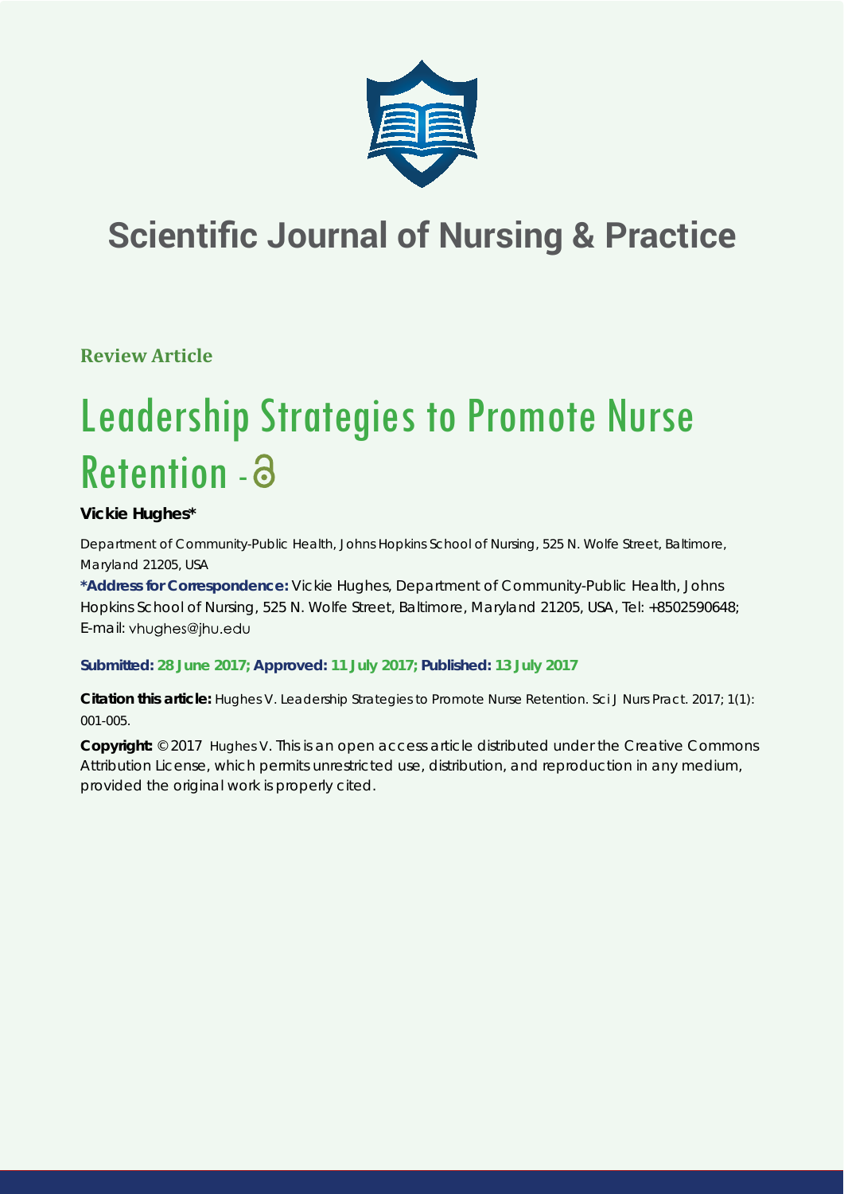# Scientific Journal of Nursing & Practice

**Review Article**

# Leadership Strategies to Promote Nurse Retention

**Vickie Hughes***

Department of Community-Public Health, Johns Hopkins School of Nursing, 525 N. Wolfe Street, Baltimore, Maryland 21205, USA

**\*Address for Correspondence:** Vickie Hughes, Department of Community-Public Health, Johns Hopkins School of Nursing, 525 N. Wolfe Street, Baltimore, Maryland 21205, USA, Tel: +8502590648; E-mail: vhughes@jhu.edu

**Submitted: 28 June 2017; Approved: 11 July 2017; Published: 13 July 2017**

**Citation this article:** Hughes V. Leadership Strategies to Promote Nurse Retention. Sci J Nurs Pract. 2017; 1(1): 001-005.

**Copyright:** © 2017 Hughes V. This is an open access article distributed under the Creative Commons Attribution License, which permits unrestricted use, distribution, and reproduction in any medium, provided the original work is properly cited.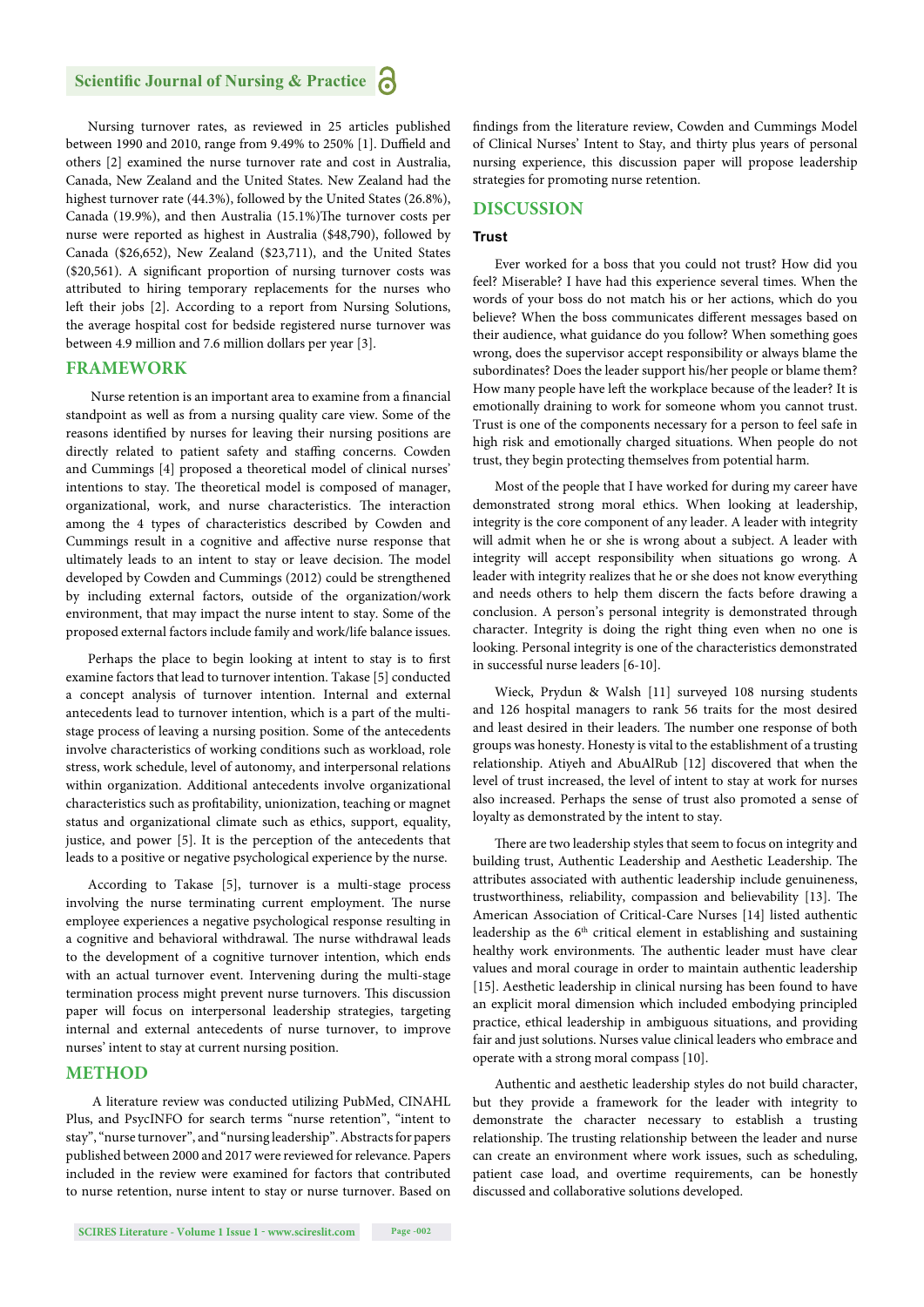Nursing turnover rates, as reviewed in 25 articles published between 1990 and 2010, range from 9.49% to 250% [1]. Duffield and others [2] examined the nurse turnover rate and cost in Australia, Canada, New Zealand and the United States. New Zealand had the highest turnover rate (44.3%), followed by the United States (26.8%), Canada (19.9%), and then Australia (15.1%)The turnover costs per nurse were reported as highest in Australia ($48,790), followed by Canada ($26,652), New Zealand ($23,711), and the United States ($20,561). A significant proportion of nursing turnover costs was attributed to hiring temporary replacements for the nurses who left their jobs [2]. According to a report from Nursing Solutions, the average hospital cost for bedside registered nurse turnover was between 4.9 million and 7.6 million dollars per year [3].

## FRAMEWORK

Nurse retention is an important area to examine from a financial standpoint as well as from a nursing quality care view. Some of the reasons identified by nurses for leaving their nursing positions are directly related to patient safety and staffing concerns. Cowden and Cummings [4] proposed a theoretical model of clinical nurses' intentions to stay. The theoretical model is composed of manager, organizational, work, and nurse characteristics. The interaction among the 4 types of characteristics described by Cowden and Cummings result in a cognitive and affective nurse response that ultimately leads to an intent to stay or leave decision. The model developed by Cowden and Cummings (2012) could be strengthened by including external factors, outside of the organization/work environment, that may impact the nurse intent to stay. Some of the proposed external factors include family and work/life balance issues.

Perhaps the place to begin looking at intent to stay is to first examine factors that lead to turnover intention. Takase [5] conducted a concept analysis of turnover intention. Internal and external antecedents lead to turnover intention, which is a part of the multi-stage process of leaving a nursing position. Some of the antecedents involve characteristics of working conditions such as workload, role stress, work schedule, level of autonomy, and interpersonal relations within organization. Additional antecedents involve organizational characteristics such as profitability, unionization, teaching or magnet status and organizational climate such as ethics, support, equality, justice, and power [5]. It is the perception of the antecedents that leads to a positive or negative psychological experience by the nurse.

According to Takase [5], turnover is a multi-stage process involving the nurse terminating current employment. The nurse employee experiences a negative psychological response resulting in a cognitive and behavioral withdrawal. The nurse withdrawal leads to the development of a cognitive turnover intention, which ends with an actual turnover event. Intervening during the multi-stage termination process might prevent nurse turnovers. This discussion paper will focus on interpersonal leadership strategies, targeting internal and external antecedents of nurse turnover, to improve nurses' intent to stay at current nursing position.

## METHOD

A literature review was conducted utilizing PubMed, CINAHL Plus, and PsycINFO for search terms "nurse retention", "intent to stay", "nurse turnover", and "nursing leadership". Abstracts for papers published between 2000 and 2017 were reviewed for relevance. Papers included in the review were examined for factors that contributed to nurse retention, nurse intent to stay or nurse turnover. Based on findings from the literature review, Cowden and Cummings Model of Clinical Nurses' Intent to Stay, and thirty plus years of personal nursing experience, this discussion paper will propose leadership strategies for promoting nurse retention.

## DISCUSSION

### Trust

Ever worked for a boss that you could not trust? How did you feel? Miserable? I have had this experience several times. When the words of your boss do not match his or her actions, which do you believe? When the boss communicates different messages based on their audience, what guidance do you follow? When something goes wrong, does the supervisor accept responsibility or always blame the subordinates? Does the leader support his/her people or blame them? How many people have left the workplace because of the leader? It is emotionally draining to work for someone whom you cannot trust. Trust is one of the components necessary for a person to feel safe in high risk and emotionally charged situations. When people do not trust, they begin protecting themselves from potential harm.

Most of the people that I have worked for during my career have demonstrated strong moral ethics. When looking at leadership, integrity is the core component of any leader. A leader with integrity will admit when he or she is wrong about a subject. A leader with integrity will accept responsibility when situations go wrong. A leader with integrity realizes that he or she does not know everything and needs others to help them discern the facts before drawing a conclusion. A person's personal integrity is demonstrated through character. Integrity is doing the right thing even when no one is looking. Personal integrity is one of the characteristics demonstrated in successful nurse leaders [6-10].

Wieck, Prydun & Walsh [11] surveyed 108 nursing students and 126 hospital managers to rank 56 traits for the most desired and least desired in their leaders. The number one response of both groups was honesty. Honesty is vital to the establishment of a trusting relationship. Atiyeh and AbuAlRub [12] discovered that when the level of trust increased, the level of intent to stay at work for nurses also increased. Perhaps the sense of trust also promoted a sense of loyalty as demonstrated by the intent to stay.

There are two leadership styles that seem to focus on integrity and building trust, Authentic Leadership and Aesthetic Leadership. The attributes associated with authentic leadership include genuineness, trustworthiness, reliability, compassion and believability [13]. The American Association of Critical-Care Nurses [14] listed authentic leadership as the 6th critical element in establishing and sustaining healthy work environments. The authentic leader must have clear values and moral courage in order to maintain authentic leadership [15]. Aesthetic leadership in clinical nursing has been found to have an explicit moral dimension which included embodying principled practice, ethical leadership in ambiguous situations, and providing fair and just solutions. Nurses value clinical leaders who embrace and operate with a strong moral compass [10].

Authentic and aesthetic leadership styles do not build character, but they provide a framework for the leader with integrity to demonstrate the character necessary to establish a trusting relationship. The trusting relationship between the leader and nurse can create an environment where work issues, such as scheduling, patient case load, and overtime requirements, can be honestly discussed and collaborative solutions developed.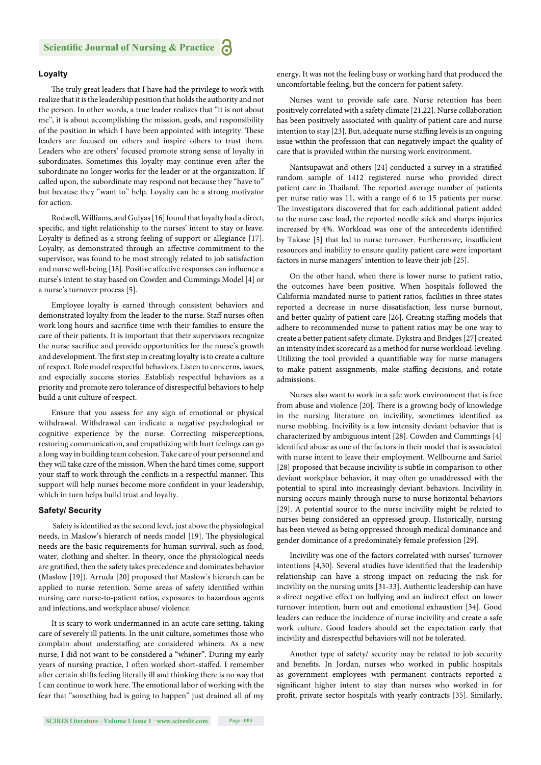### Loyalty

The truly great leaders that I have had the privilege to work with realize that it is the leadership position that holds the authority and not the person. In other words, a true leader realizes that "it is not about me", it is about accomplishing the mission, goals, and responsibility of the position in which I have been appointed with integrity. These leaders are focused on others and inspire others to trust them. Leaders who are others' focused promote strong sense of loyalty in subordinates. Sometimes this loyalty may continue even after the subordinate no longer works for the leader or at the organization. If called upon, the subordinate may respond not because they "have to" but because they "want to" help. Loyalty can be a strong motivator for action.

Rodwell, Williams, and Gulyas [16] found that loyalty had a direct, specific, and tight relationship to the nurses' intent to stay or leave. Loyalty is defined as a strong feeling of support or allegiance [17]. Loyalty, as demonstrated through an affective commitment to the supervisor, was found to be most strongly related to job satisfaction and nurse well-being [18]. Positive affective responses can influence a nurse's intent to stay based on Cowden and Cummings Model [4] or a nurse's turnover process [5].

Employee loyalty is earned through consistent behaviors and demonstrated loyalty from the leader to the nurse. Staff nurses often work long hours and sacrifice time with their families to ensure the care of their patients. It is important that their supervisors recognize the nurse sacrifice and provide opportunities for the nurse's growth and development. The first step in creating loyalty is to create a culture of respect. Role model respectful behaviors. Listen to concerns, issues, and especially success stories. Establish respectful behaviors as a priority and promote zero tolerance of disrespectful behaviors to help build a unit culture of respect.

Ensure that you assess for any sign of emotional or physical withdrawal. Withdrawal can indicate a negative psychological or cognitive experience by the nurse. Correcting misperceptions, restoring communication, and empathizing with hurt feelings can go a long way in building team cohesion. Take care of your personnel and they will take care of the mission. When the hard times come, support your staff to work through the conflicts in a respectful manner. This support will help nurses become more confident in your leadership, which in turn helps build trust and loyalty.

### Safety/ Security

Safety is identified as the second level, just above the physiological needs, in Maslow's hierarchy of needs model [19]. The physiological needs are the basic requirements for human survival, such as food, water, clothing and shelter. In theory, once the physiological needs are gratified, then the safety takes precedence and dominates behavior (Maslow [19]). Arruda [20] proposed that Maslow's hierarchy can be applied to nurse retention. Some areas of safety identified within nursing care nurse-to-patient ratios, exposures to hazardous agents and infections, and workplace abuse/ violence.

It is scary to work undermanned in an acute care setting, taking care of severely ill patients. In the unit culture, sometimes those who complain about understaffing are considered whiners. As a new nurse, I did not want to be considered a "whiner". During my early years of nursing practice, I often worked short-staffed. I remember after certain shifts feeling literally ill and thinking there is no way that I can continue to work here. The emotional labor of working with the fear that "something bad is going to happen" just drained all of my energy. It was not the feeling busy or working hard that produced the uncomfortable feeling, but the concern for patient safety.

Nurses want to provide safe care. Nurse retention has been positively correlated with a safety climate [21,22]. Nurse collaboration has been positively associated with quality of patient care and nurse intention to stay [23]. But, adequate nurse staffing levels is an ongoing issue within the profession that can negatively impact the quality of care that is provided within the nursing work environment.

Nantsupawat and others [24] conducted a survey in a stratified random sample of 1412 registered nurse who provided direct patient care in Thailand. The reported average number of patients per nurse ratio was 11, with a range of 6 to 15 patients per nurse. The investigators discovered that for each additional patient added to the nurse case load, the reported needle stick and sharps injuries increased by 4%. Workload was one of the antecedents identified by Takase [5] that led to nurse turnover. Furthermore, insufficient resources and inability to ensure quality patient care were important factors in nurse managers' intention to leave their job [25].

On the other hand, when there is lower nurse to patient ratio, the outcomes have been positive. When hospitals followed the California-mandated nurse to patient ratios, facilities in three states reported a decrease in nurse dissatisfaction, less nurse burnout, and better quality of patient care [26]. Creating staffing models that adhere to recommended nurse to patient ratios may be one way to create a better patient safety climate. Dykstra and Bridges [27] created an intensity index scorecard as a method for nurse workload-leveling. Utilizing the tool provided a quantifiable way for nurse managers to make patient assignments, make staffing decisions, and rotate admissions.

Nurses also want to work in a safe work environment that is free from abuse and violence [20]. There is a growing body of knowledge in the nursing literature on incivility, sometimes identified as nurse mobbing. Incivility is a low intensity deviant behavior that is characterized by ambiguous intent [28]. Cowden and Cummings [4] identified abuse as one of the factors in their model that is associated with nurse intent to leave their employment. Wellbourne and Sariol [28] proposed that because incivility is subtle in comparison to other deviant workplace behavior, it may often go unaddressed with the potential to spiral into increasingly deviant behaviors. Incivility in nursing occurs mainly through nurse to nurse horizontal behaviors [29]. A potential source to the nurse incivility might be related to nurses being considered an oppressed group. Historically, nursing has been viewed as being oppressed through medical dominance and gender dominance of a predominately female profession [29].

Incivility was one of the factors correlated with nurses' turnover intentions [4,30]. Several studies have identified that the leadership relationship can have a strong impact on reducing the risk for incivility on the nursing units [31-33]. Authentic leadership can have a direct negative effect on bullying and an indirect effect on lower turnover intention, burn out and emotional exhaustion [34]. Good leaders can reduce the incidence of nurse incivility and create a safe work culture. Good leaders should set the expectation early that incivility and disrespectful behaviors will not be tolerated.

Another type of safety/ security may be related to job security and benefits. In Jordan, nurses who worked in public hospitals as government employees with permanent contracts reported a significant higher intent to stay than nurses who worked in for profit, private sector hospitals with yearly contracts [35]. Similarly,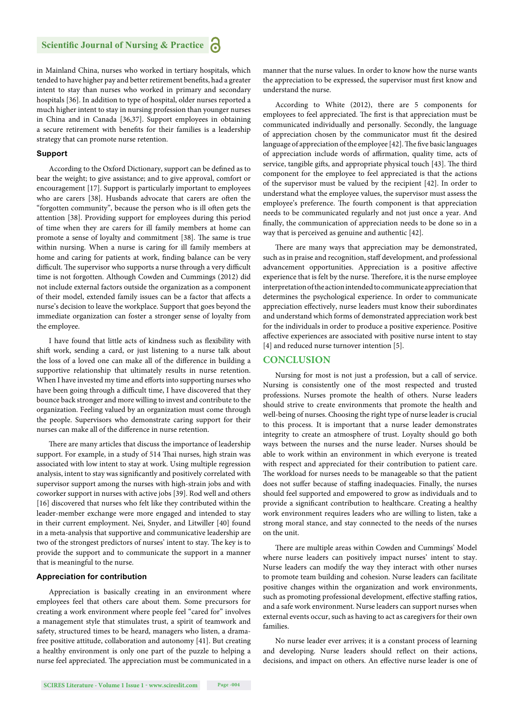in Mainland China, nurses who worked in tertiary hospitals, which tended to have higher pay and better retirement benefits, had a greater intent to stay than nurses who worked in primary and secondary hospitals [36]. In addition to type of hospital, older nurses reported a much higher intent to stay in nursing profession than younger nurses in China and in Canada [36,37]. Support employees in obtaining a secure retirement with benefits for their families is a leadership strategy that can promote nurse retention.

### Support

According to the Oxford Dictionary, support can be defined as to bear the weight; to give assistance; and to give approval, comfort or encouragement [17]. Support is particularly important to employees who are carers [38]. Husbands advocate that carers are often the "forgotten community", because the person who is ill often gets the attention [38]. Providing support for employees during this period of time when they are carers for ill family members at home can promote a sense of loyalty and commitment [38]. The same is true within nursing. When a nurse is caring for ill family members at home and caring for patients at work, finding balance can be very difficult. The supervisor who supports a nurse through a very difficult time is not forgotten. Although Cowden and Cummings (2012) did not include external factors outside the organization as a component of their model, extended family issues can be a factor that affects a nurse's decision to leave the workplace. Support that goes beyond the immediate organization can foster a stronger sense of loyalty from the employee.

I have found that little acts of kindness such as flexibility with shift work, sending a card, or just listening to a nurse talk about the loss of a loved one can make all of the difference in building a supportive relationship that ultimately results in nurse retention. When I have invested my time and efforts into supporting nurses who have been going through a difficult time, I have discovered that they bounce back stronger and more willing to invest and contribute to the organization. Feeling valued by an organization must come through the people. Supervisors who demonstrate caring support for their nurses can make all of the difference in nurse retention.

There are many articles that discuss the importance of leadership support. For example, in a study of 514 Thai nurses, high strain was associated with low intent to stay at work. Using multiple regression analysis, intent to stay was significantly and positively correlated with supervisor support among the nurses with high-strain jobs and with coworker support in nurses with active jobs [39]. Rod well and others [16] discovered that nurses who felt like they contributed within the leader-member exchange were more engaged and intended to stay in their current employment. Nei, Snyder, and Litwiller [40] found in a meta-analysis that supportive and communicative leadership are two of the strongest predictors of nurses' intent to stay. The key is to provide the support and to communicate the support in a manner that is meaningful to the nurse.

### Appreciation for contribution

Appreciation is basically creating in an environment where employees feel that others care about them. Some precursors for creating a work environment where people feel "cared for" involves a management style that stimulates trust, a spirit of teamwork and safety, structured times to be heard, managers who listen, a drama-free positive attitude, collaboration and autonomy [41]. But creating a healthy environment is only one part of the puzzle to helping a nurse feel appreciated. The appreciation must be communicated in a manner that the nurse values. In order to know how the nurse wants the appreciation to be expressed, the supervisor must first know and understand the nurse.

According to White (2012), there are 5 components for employees to feel appreciated. The first is that appreciation must be communicated individually and personally. Secondly, the language of appreciation chosen by the communicator must fit the desired language of appreciation of the employee [42]. The five basic languages of appreciation include words of affirmation, quality time, acts of service, tangible gifts, and appropriate physical touch [43]. The third component for the employee to feel appreciated is that the actions of the supervisor must be valued by the recipient [42]. In order to understand what the employee values, the supervisor must assess the employee's preference. The fourth component is that appreciation needs to be communicated regularly and not just once a year. And finally, the communication of appreciation needs to be done so in a way that is perceived as genuine and authentic [42].

There are many ways that appreciation may be demonstrated, such as in praise and recognition, staff development, and professional advancement opportunities. Appreciation is a positive affective experience that is felt by the nurse. Therefore, it is the nurse employee interpretation of the action intended to communicate appreciation that determines the psychological experience. In order to communicate appreciation effectively, nurse leaders must know their subordinates and understand which forms of demonstrated appreciation work best for the individuals in order to produce a positive experience. Positive affective experiences are associated with positive nurse intent to stay [4] and reduced nurse turnover intention [5].

## CONCLUSION

Nursing for most is not just a profession, but a call of service. Nursing is consistently one of the most respected and trusted professions. Nurses promote the health of others. Nurse leaders should strive to create environments that promote the health and well-being of nurses. Choosing the right type of nurse leader is crucial to this process. It is important that a nurse leader demonstrates integrity to create an atmosphere of trust. Loyalty should go both ways between the nurses and the nurse leader. Nurses should be able to work within an environment in which everyone is treated with respect and appreciated for their contribution to patient care. The workload for nurses needs to be manageable so that the patient does not suffer because of staffing inadequacies. Finally, the nurses should feel supported and empowered to grow as individuals and to provide a significant contribution to healthcare. Creating a healthy work environment requires leaders who are willing to listen, take a strong moral stance, and stay connected to the needs of the nurses on the unit.

There are multiple areas within Cowden and Cummings' Model where nurse leaders can positively impact nurses' intent to stay. Nurse leaders can modify the way they interact with other nurses to promote team building and cohesion. Nurse leaders can facilitate positive changes within the organization and work environments, such as promoting professional development, effective staffing ratios, and a safe work environment. Nurse leaders can support nurses when external events occur, such as having to act as caregivers for their own families.

No nurse leader ever arrives; it is a constant process of learning and developing. Nurse leaders should reflect on their actions, decisions, and impact on others. An effective nurse leader is one of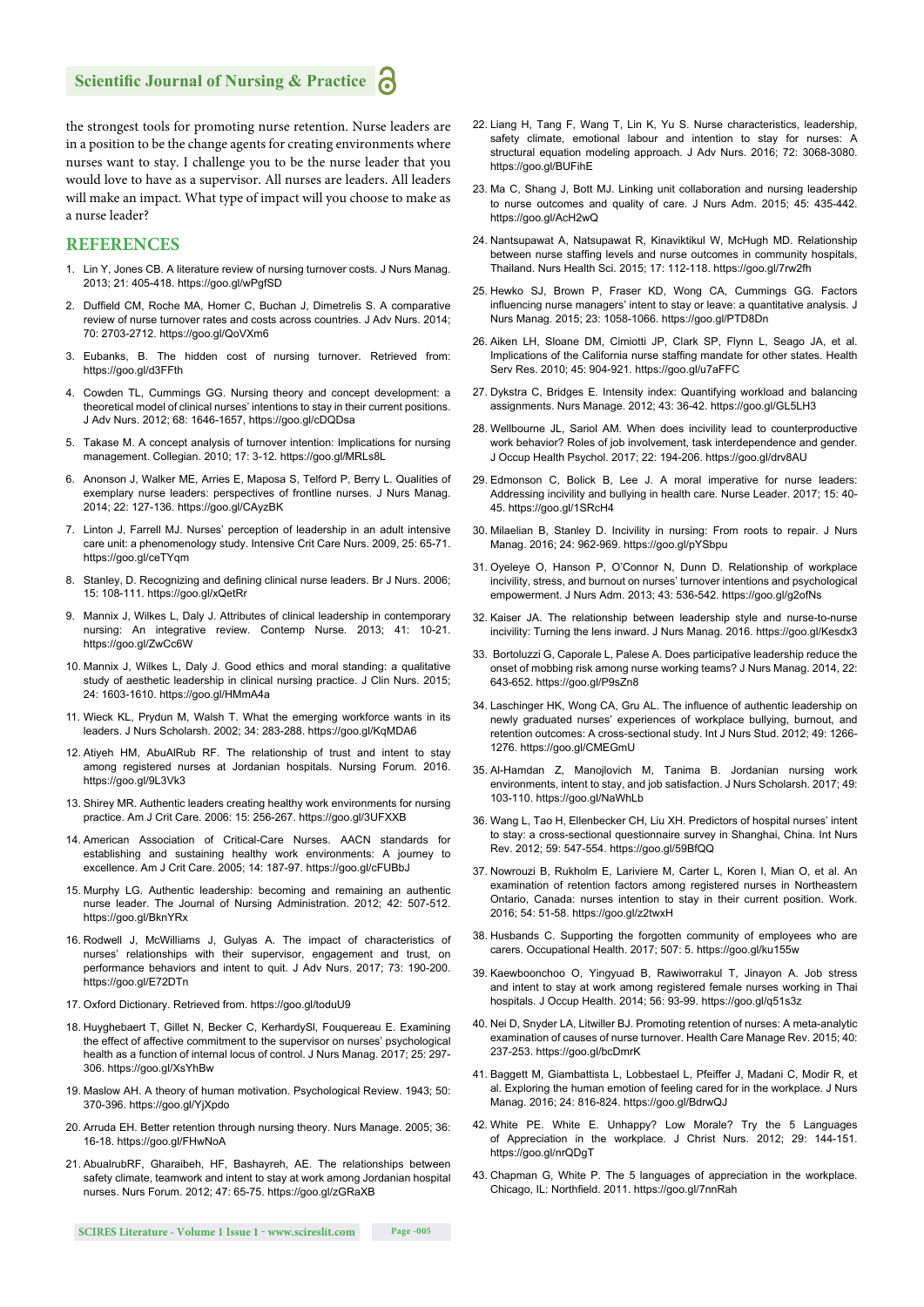the strongest tools for promoting nurse retention. Nurse leaders are in a position to be the change agents for creating environments where nurses want to stay. I challenge you to be the nurse leader that you would love to have as a supervisor. All nurses are leaders. All leaders will make an impact. What type of impact will you choose to make as a nurse leader?

## REFERENCES

1. Lin Y, Jones CB. A literature review of nursing turnover costs. J Nurs Manag. 2013; 21: 405-418. https://goo.gl/wPgfSD
2. Duffield CM, Roche MA, Homer C, Buchan J, Dimetrelis S. A comparative review of nurse turnover rates and costs across countries. J Adv Nurs. 2014; 70: 2703-2712. https://goo.gl/QoVXm6
3. Eubanks, B. The hidden cost of nursing turnover. Retrieved from: https://goo.gl/d3FFth
4. Cowden TL, Cummings GG. Nursing theory and concept development: a theoretical model of clinical nurses' intentions to stay in their current positions. J Adv Nurs. 2012; 68: 1646-1657, https://goo.gl/cDQDsa
5. Takase M. A concept analysis of turnover intention: Implications for nursing management. Collegian. 2010; 17: 3-12. https://goo.gl/MRLs8L
6. Anonson J, Walker ME, Arries E, Maposa S, Telford P, Berry L. Qualities of exemplary nurse leaders: perspectives of frontline nurses. J Nurs Manag. 2014; 22: 127-136. https://goo.gl/CAyzBK
7. Linton J, Farrell MJ. Nurses' perception of leadership in an adult intensive care unit: a phenomenology study. Intensive Crit Care Nurs. 2009, 25: 65-71. https://goo.gl/ceTYqm
8. Stanley, D. Recognizing and defining clinical nurse leaders. Br J Nurs. 2006; 15: 108-111. https://goo.gl/xQetRr
9. Mannix J, Wilkes L, Daly J. Attributes of clinical leadership in contemporary nursing: An integrative review. Contemp Nurse. 2013; 41: 10-21. https://goo.gl/ZwCc6W
10. Mannix J, Wilkes L, Daly J. Good ethics and moral standing: a qualitative study of aesthetic leadership in clinical nursing practice. J Clin Nurs. 2015; 24: 1603-1610. https://goo.gl/HMmA4a
11. Wieck KL, Prydun M, Walsh T. What the emerging workforce wants in its leaders. J Nurs Scholarsh. 2002; 34: 283-288. https://goo.gl/KqMDA6
12. Atiyeh HM, AbuAlRub RF. The relationship of trust and intent to stay among registered nurses at Jordanian hospitals. Nursing Forum. 2016. https://goo.gl/9L3Vk3
13. Shirey MR. Authentic leaders creating healthy work environments for nursing practice. Am J Crit Care. 2006: 15: 256-267. https://goo.gl/3UFXXB
14. American Association of Critical-Care Nurses. AACN standards for establishing and sustaining healthy work environments: A journey to excellence. Am J Crit Care. 2005; 14: 187-97. https://goo.gl/cFUBbJ
15. Murphy LG. Authentic leadership: becoming and remaining an authentic nurse leader. The Journal of Nursing Administration. 2012; 42: 507-512. https://goo.gl/BknYRx
16. Rodwell J, McWilliams J, Gulyas A. The impact of characteristics of nurses' relationships with their supervisor, engagement and trust, on performance behaviors and intent to quit. J Adv Nurs. 2017; 73: 190-200. https://goo.gl/E72DTn
17. Oxford Dictionary. Retrieved from. https://goo.gl/toduU9
18. Huyghebaert T, Gillet N, Becker C, KerhardySl, Fouquereau E. Examining the effect of affective commitment to the supervisor on nurses' psychological health as a function of internal locus of control. J Nurs Manag. 2017; 25: 297-306. https://goo.gl/XsYhBw
19. Maslow AH. A theory of human motivation. Psychological Review. 1943; 50: 370-396. https://goo.gl/YjXpdo
20. Arruda EH. Better retention through nursing theory. Nurs Manage. 2005; 36: 16-18. https://goo.gl/FHwNoA
21. AbualrubRF, Gharaibeh, HF, Bashayreh, AE. The relationships between safety climate, teamwork and intent to stay at work among Jordanian hospital nurses. Nurs Forum. 2012; 47: 65-75. https://goo.gl/zGRaXB
22. Liang H, Tang F, Wang T, Lin K, Yu S. Nurse characteristics, leadership, safety climate, emotional labour and intention to stay for nurses: A structural equation modeling approach. J Adv Nurs. 2016; 72: 3068-3080. https://goo.gl/BUFihE
23. Ma C, Shang J, Bott MJ. Linking unit collaboration and nursing leadership to nurse outcomes and quality of care. J Nurs Adm. 2015; 45: 435-442. https://goo.gl/AcH2wQ
24. Nantsupawat A, Natsupawat R, Kinaviktikul W, McHugh MD. Relationship between nurse staffing levels and nurse outcomes in community hospitals, Thailand. Nurs Health Sci. 2015; 17: 112-118. https://goo.gl/7rw2fh
25. Hewko SJ, Brown P, Fraser KD, Wong CA, Cummings GG. Factors influencing nurse managers' intent to stay or leave: a quantitative analysis. J Nurs Manag. 2015; 23: 1058-1066. https://goo.gl/PTD8Dn
26. Aiken LH, Sloane DM, Cimiotti JP, Clark SP, Flynn L, Seago JA, et al. Implications of the California nurse staffing mandate for other states. Health Serv Res. 2010; 45: 904-921. https://goo.gl/u7aFFC
27. Dykstra C, Bridges E. Intensity index: Quantifying workload and balancing assignments. Nurs Manage. 2012; 43: 36-42. https://goo.gl/GL5LH3
28. Wellbourne JL, Sariol AM. When does incivility lead to counterproductive work behavior? Roles of job involvement, task interdependence and gender. J Occup Health Psychol. 2017; 22: 194-206. https://goo.gl/drv8AU
29. Edmonson C, Bolick B, Lee J. A moral imperative for nurse leaders: Addressing incivility and bullying in health care. Nurse Leader. 2017; 15: 40-45. https://goo.gl/1SRcH4
30. Milaelian B, Stanley D. Incivility in nursing: From roots to repair. J Nurs Manag. 2016; 24: 962-969. https://goo.gl/pYSbpu
31. Oyeleye O, Hanson P, O'Connor N, Dunn D. Relationship of workplace incivility, stress, and burnout on nurses' turnover intentions and psychological empowerment. J Nurs Adm. 2013; 43: 536-542. https://goo.gl/g2ofNs
32. Kaiser JA. The relationship between leadership style and nurse-to-nurse incivility: Turning the lens inward. J Nurs Manag. 2016. https://goo.gl/Kesdx3
33. Bortoluzzi G, Caporale L, Palese A. Does participative leadership reduce the onset of mobbing risk among nurse working teams? J Nurs Manag. 2014, 22: 643-652. https://goo.gl/P9sZn8
34. Laschinger HK, Wong CA, Gru AL. The influence of authentic leadership on newly graduated nurses' experiences of workplace bullying, burnout, and retention outcomes: A cross-sectional study. Int J Nurs Stud. 2012; 49: 1266-1276. https://goo.gl/CMEGmU
35. Al-Hamdan Z, Manojlovich M, Tanima B. Jordanian nursing work environments, intent to stay, and job satisfaction. J Nurs Scholarsh. 2017; 49: 103-110. https://goo.gl/NaWhLb
36. Wang L, Tao H, Ellenbecker CH, Liu XH. Predictors of hospital nurses' intent to stay: a cross-sectional questionnaire survey in Shanghai, China. Int Nurs Rev. 2012; 59: 547-554. https://goo.gl/59BfQQ
37. Nowrouzi B, Rukholm E, Lariviere M, Carter L, Koren I, Mian O, et al. An examination of retention factors among registered nurses in Northeastern Ontario, Canada: nurses intention to stay in their current position. Work. 2016; 54: 51-58. https://goo.gl/z2twxH
38. Husbands C. Supporting the forgotten community of employees who are carers. Occupational Health. 2017; 507: 5. https://goo.gl/ku155w
39. Kaewboonchoo O, Yingyuad B, Rawiworrakul T, Jinayon A. Job stress and intent to stay at work among registered female nurses working in Thai hospitals. J Occup Health. 2014; 56: 93-99. https://goo.gl/q51s3z
40. Nei D, Snyder LA, Litwiller BJ. Promoting retention of nurses: A meta-analytic examination of causes of nurse turnover. Health Care Manage Rev. 2015; 40: 237-253. https://goo.gl/bcDmrK
41. Baggett M, Giambattista L, Lobbestael L, Pfeiffer J, Madani C, Modir R, et al. Exploring the human emotion of feeling cared for in the workplace. J Nurs Manag. 2016; 24: 816-824. https://goo.gl/BdrwQJ
42. White PE. White E. Unhappy? Low Morale? Try the 5 Languages of Appreciation in the workplace. J Christ Nurs. 2012; 29: 144-151. https://goo.gl/nrQDgT
43. Chapman G, White P. The 5 languages of appreciation in the workplace. Chicago, IL: Northfield. 2011. https://goo.gl/7nnRah